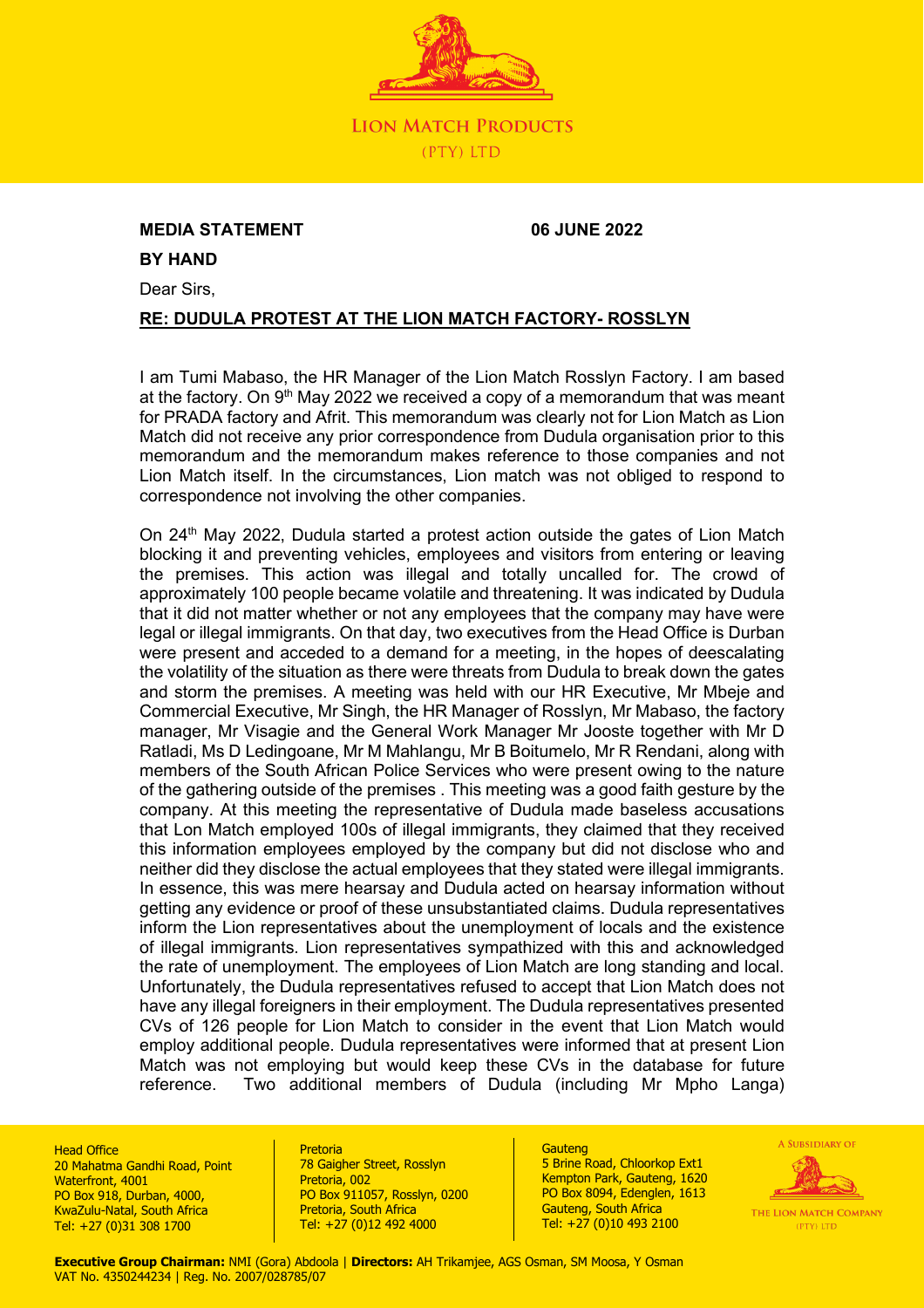LION MATCH PRODUCTS
(PTY) LTD

**MEDIA STATEMENT** **06 JUNE 2022**

**BY HAND**

Dear Sirs,

**RE: DUDULA PROTEST AT THE LION MATCH FACTORY- ROSSLYN**

I am Tumi Mabaso, the HR Manager of the Lion Match Rosslyn Factory. I am based at the factory. On 9th May 2022 we received a copy of a memorandum that was meant for PRADA factory and Afrit. This memorandum was clearly not for Lion Match as Lion Match did not receive any prior correspondence from Dudula organisation prior to this memorandum and the memorandum makes reference to those companies and not Lion Match itself. In the circumstances, Lion match was not obliged to respond to correspondence not involving the other companies.

On 24th May 2022, Dudula started a protest action outside the gates of Lion Match blocking it and preventing vehicles, employees and visitors from entering or leaving the premises. This action was illegal and totally uncalled for. The crowd of approximately 100 people became volatile and threatening. It was indicated by Dudula that it did not matter whether or not any employees that the company may have were legal or illegal immigrants. On that day, two executives from the Head Office is Durban were present and acceded to a demand for a meeting, in the hopes of deescalating the volatility of the situation as there were threats from Dudula to break down the gates and storm the premises. A meeting was held with our HR Executive, Mr Mbeje and Commercial Executive, Mr Singh, the HR Manager of Rosslyn, Mr Mabaso, the factory manager, Mr Visagie and the General Work Manager Mr Jooste together with Mr D Ratladi, Ms D Ledingoane, Mr M Mahlangu, Mr B Boitumelo, Mr R Rendani, along with members of the South African Police Services who were present owing to the nature of the gathering outside of the premises . This meeting was a good faith gesture by the company. At this meeting the representative of Dudula made baseless accusations that Lon Match employed 100s of illegal immigrants, they claimed that they received this information employees employed by the company but did not disclose who and neither did they disclose the actual employees that they stated were illegal immigrants. In essence, this was mere hearsay and Dudula acted on hearsay information without getting any evidence or proof of these unsubstantiated claims. Dudula representatives inform the Lion representatives about the unemployment of locals and the existence of illegal immigrants. Lion representatives sympathized with this and acknowledged the rate of unemployment. The employees of Lion Match are long standing and local. Unfortunately, the Dudula representatives refused to accept that Lion Match does not have any illegal foreigners in their employment. The Dudula representatives presented CVs of 126 people for Lion Match to consider in the event that Lion Match would employ additional people. Dudula representatives were informed that at present Lion Match was not employing but would keep these CVs in the database for future reference. Two additional members of Dudula (including Mr Mpho Langa)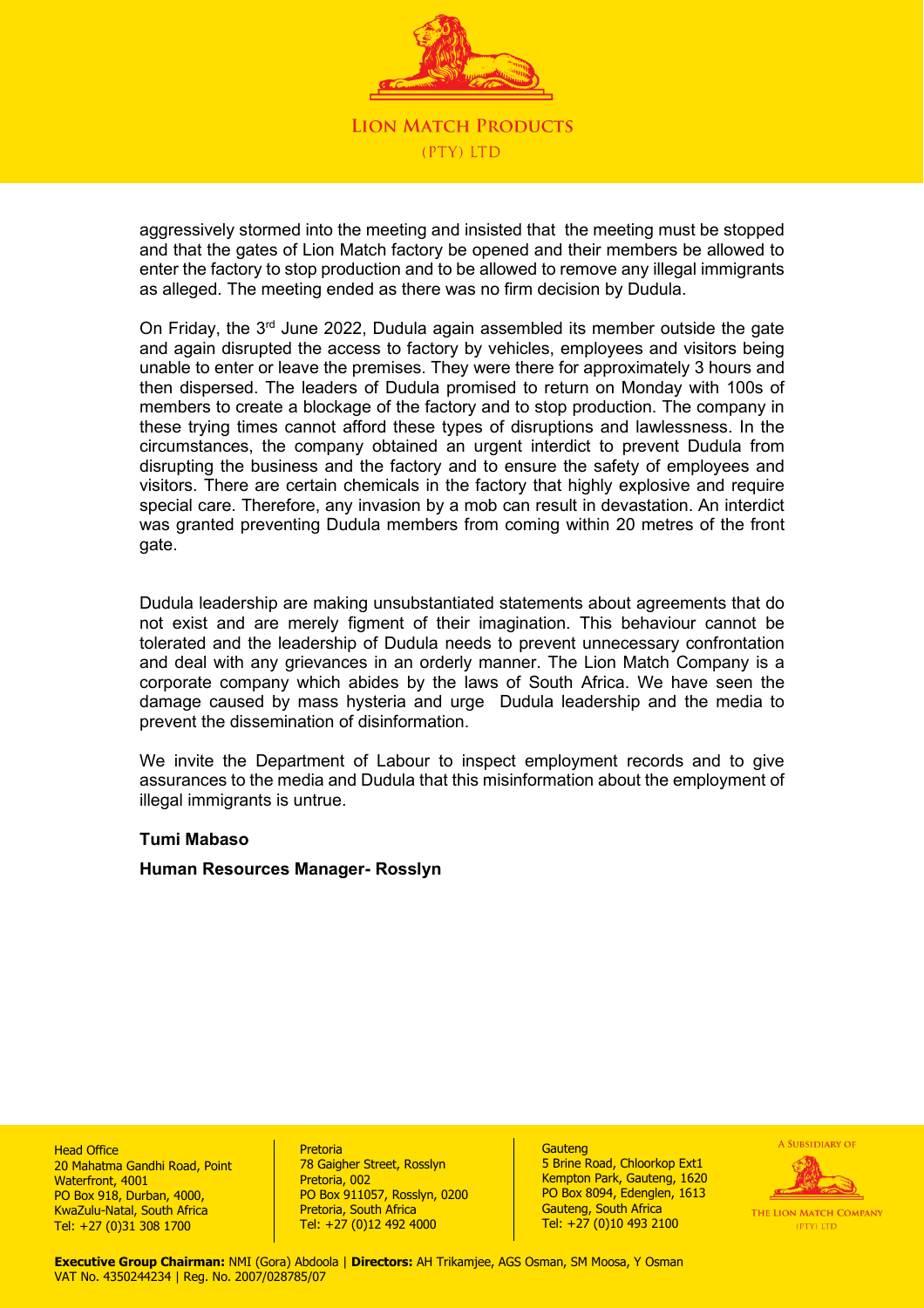aggressively stormed into the meeting and insisted that the meeting must be stopped and that the gates of Lion Match factory be opened and their members be allowed to enter the factory to stop production and to be allowed to remove any illegal immigrants as alleged. The meeting ended as there was no firm decision by Dudula.

On Friday, the 3rd June 2022, Dudula again assembled its member outside the gate and again disrupted the access to factory by vehicles, employees and visitors being unable to enter or leave the premises. They were there for approximately 3 hours and then dispersed. The leaders of Dudula promised to return on Monday with 100s of members to create a blockage of the factory and to stop production. The company in these trying times cannot afford these types of disruptions and lawlessness. In the circumstances, the company obtained an urgent interdict to prevent Dudula from disrupting the business and the factory and to ensure the safety of employees and visitors. There are certain chemicals in the factory that highly explosive and require special care. Therefore, any invasion by a mob can result in devastation. An interdict was granted preventing Dudula members from coming within 20 metres of the front gate.

Dudula leadership are making unsubstantiated statements about agreements that do not exist and are merely figment of their imagination. This behaviour cannot be tolerated and the leadership of Dudula needs to prevent unnecessary confrontation and deal with any grievances in an orderly manner. The Lion Match Company is a corporate company which abides by the laws of South Africa. We have seen the damage caused by mass hysteria and urge Dudula leadership and the media to prevent the dissemination of disinformation.

We invite the Department of Labour to inspect employment records and to give assurances to the media and Dudula that this misinformation about the employment of illegal immigrants is untrue.

**Tumi Mabaso**

**Human Resources Manager- Rosslyn**